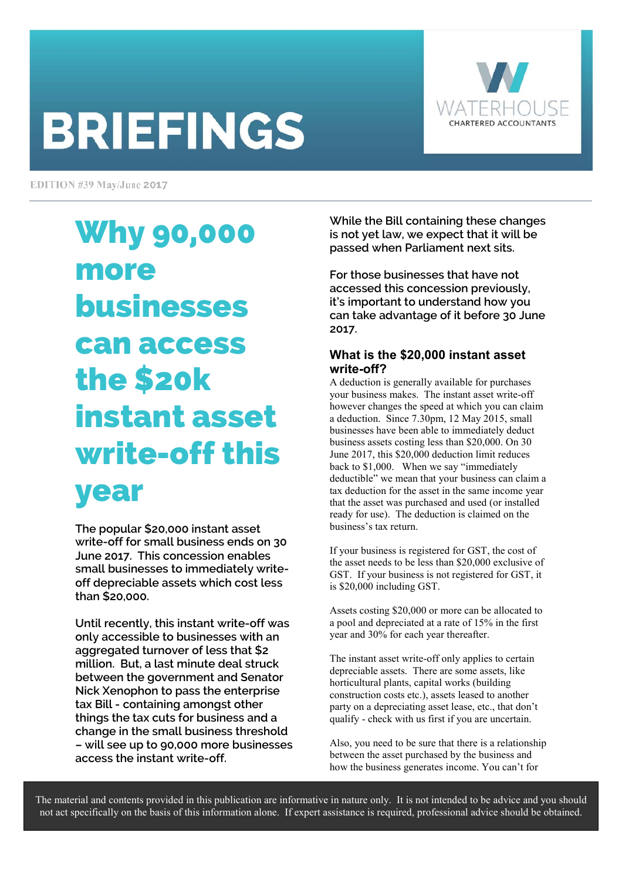# BRIEFINGS

WATERHOUSE
CHARTERED ACCOUNTANTS

EDITION #39 May/June 2017

## Why 90,000 more businesses can access the $20k instant asset write-off this year

**The popular $20,000 instant asset write-off for small business ends on 30 June 2017. This concession enables small businesses to immediately write-off depreciable assets which cost less than $20,000.**

**Until recently, this instant write-off was only accessible to businesses with an aggregated turnover of less that $2 million. But, a last minute deal struck between the government and Senator Nick Xenophon to pass the enterprise tax Bill - containing amongst other things the tax cuts for business and a change in the small business threshold – will see up to 90,000 more businesses access the instant write-off.**

**While the Bill containing these changes is not yet law, we expect that it will be passed when Parliament next sits.**

**For those businesses that have not accessed this concession previously, it's important to understand how you can take advantage of it before 30 June 2017.**

### What is the $20,000 instant asset write-off?

A deduction is generally available for purchases your business makes. The instant asset write-off however changes the speed at which you can claim a deduction. Since 7.30pm, 12 May 2015, small businesses have been able to immediately deduct business assets costing less than $20,000. On 30 June 2017, this $20,000 deduction limit reduces back to $1,000. When we say "immediately deductible" we mean that your business can claim a tax deduction for the asset in the same income year that the asset was purchased and used (or installed ready for use). The deduction is claimed on the business's tax return.

If your business is registered for GST, the cost of the asset needs to be less than $20,000 exclusive of GST. If your business is not registered for GST, it is $20,000 including GST.

Assets costing $20,000 or more can be allocated to a pool and depreciated at a rate of 15% in the first year and 30% for each year thereafter.

The instant asset write-off only applies to certain depreciable assets. There are some assets, like horticultural plants, capital works (building construction costs etc.), assets leased to another party on a depreciating asset lease, etc., that don't qualify - check with us first if you are uncertain.

Also, you need to be sure that there is a relationship between the asset purchased by the business and how the business generates income. You can't for

The material and contents provided in this publication are informative in nature only. It is not intended to be advice and you should not act specifically on the basis of this information alone. If expert assistance is required, professional advice should be obtained.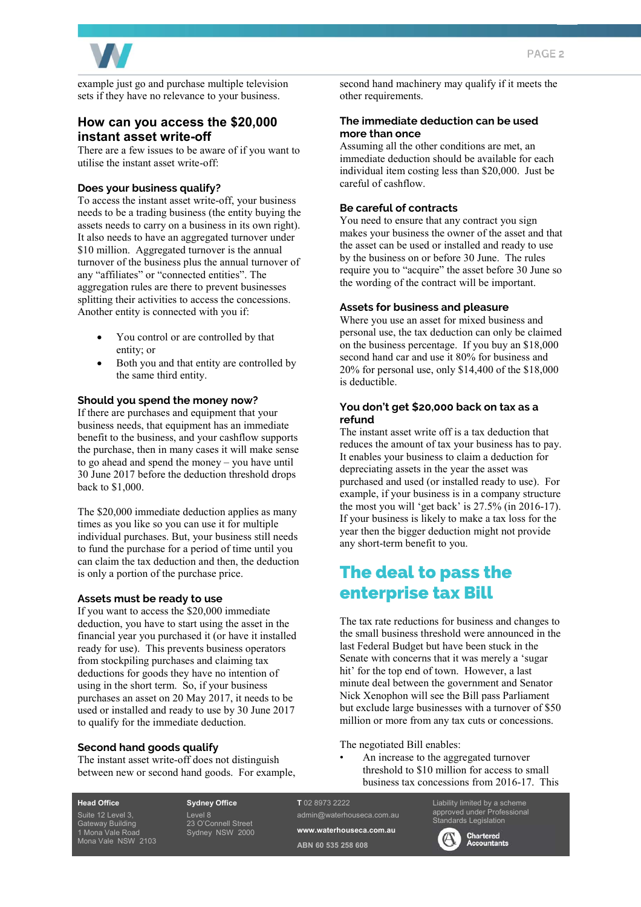example just go and purchase multiple television sets if they have no relevance to your business.

## How can you access the $20,000 instant asset write-off

There are a few issues to be aware of if you want to utilise the instant asset write-off:

### Does your business qualify?

To access the instant asset write-off, your business needs to be a trading business (the entity buying the assets needs to carry on a business in its own right). It also needs to have an aggregated turnover under $10 million. Aggregated turnover is the annual turnover of the business plus the annual turnover of any "affiliates" or "connected entities". The aggregation rules are there to prevent businesses splitting their activities to access the concessions. Another entity is connected with you if:

- You control or are controlled by that entity; or
- Both you and that entity are controlled by the same third entity.

### Should you spend the money now?

If there are purchases and equipment that your business needs, that equipment has an immediate benefit to the business, and your cashflow supports the purchase, then in many cases it will make sense to go ahead and spend the money – you have until 30 June 2017 before the deduction threshold drops back to $1,000.

The $20,000 immediate deduction applies as many times as you like so you can use it for multiple individual purchases. But, your business still needs to fund the purchase for a period of time until you can claim the tax deduction and then, the deduction is only a portion of the purchase price.

### Assets must be ready to use

If you want to access the $20,000 immediate deduction, you have to start using the asset in the financial year you purchased it (or have it installed ready for use). This prevents business operators from stockpiling purchases and claiming tax deductions for goods they have no intention of using in the short term. So, if your business purchases an asset on 20 May 2017, it needs to be used or installed and ready to use by 30 June 2017 to qualify for the immediate deduction.

### Second hand goods qualify

The instant asset write-off does not distinguish between new or second hand goods. For example, second hand machinery may qualify if it meets the other requirements.

### The immediate deduction can be used more than once

Assuming all the other conditions are met, an immediate deduction should be available for each individual item costing less than $20,000. Just be careful of cashflow.

### Be careful of contracts

You need to ensure that any contract you sign makes your business the owner of the asset and that the asset can be used or installed and ready to use by the business on or before 30 June. The rules require you to "acquire" the asset before 30 June so the wording of the contract will be important.

### Assets for business and pleasure

Where you use an asset for mixed business and personal use, the tax deduction can only be claimed on the business percentage. If you buy an $18,000 second hand car and use it 80% for business and 20% for personal use, only $14,400 of the $18,000 is deductible.

### You don't get $20,000 back on tax as a refund

The instant asset write off is a tax deduction that reduces the amount of tax your business has to pay. It enables your business to claim a deduction for depreciating assets in the year the asset was purchased and used (or installed ready to use). For example, if your business is in a company structure the most you will 'get back' is 27.5% (in 2016-17). If your business is likely to make a tax loss for the year then the bigger deduction might not provide any short-term benefit to you.

# The deal to pass the enterprise tax Bill

The tax rate reductions for business and changes to the small business threshold were announced in the last Federal Budget but have been stuck in the Senate with concerns that it was merely a 'sugar hit' for the top end of town. However, a last minute deal between the government and Senator Nick Xenophon will see the Bill pass Parliament but exclude large businesses with a turnover of $50 million or more from any tax cuts or concessions.

The negotiated Bill enables:

- An increase to the aggregated turnover threshold to $10 million for access to small business tax concessions from 2016-17. This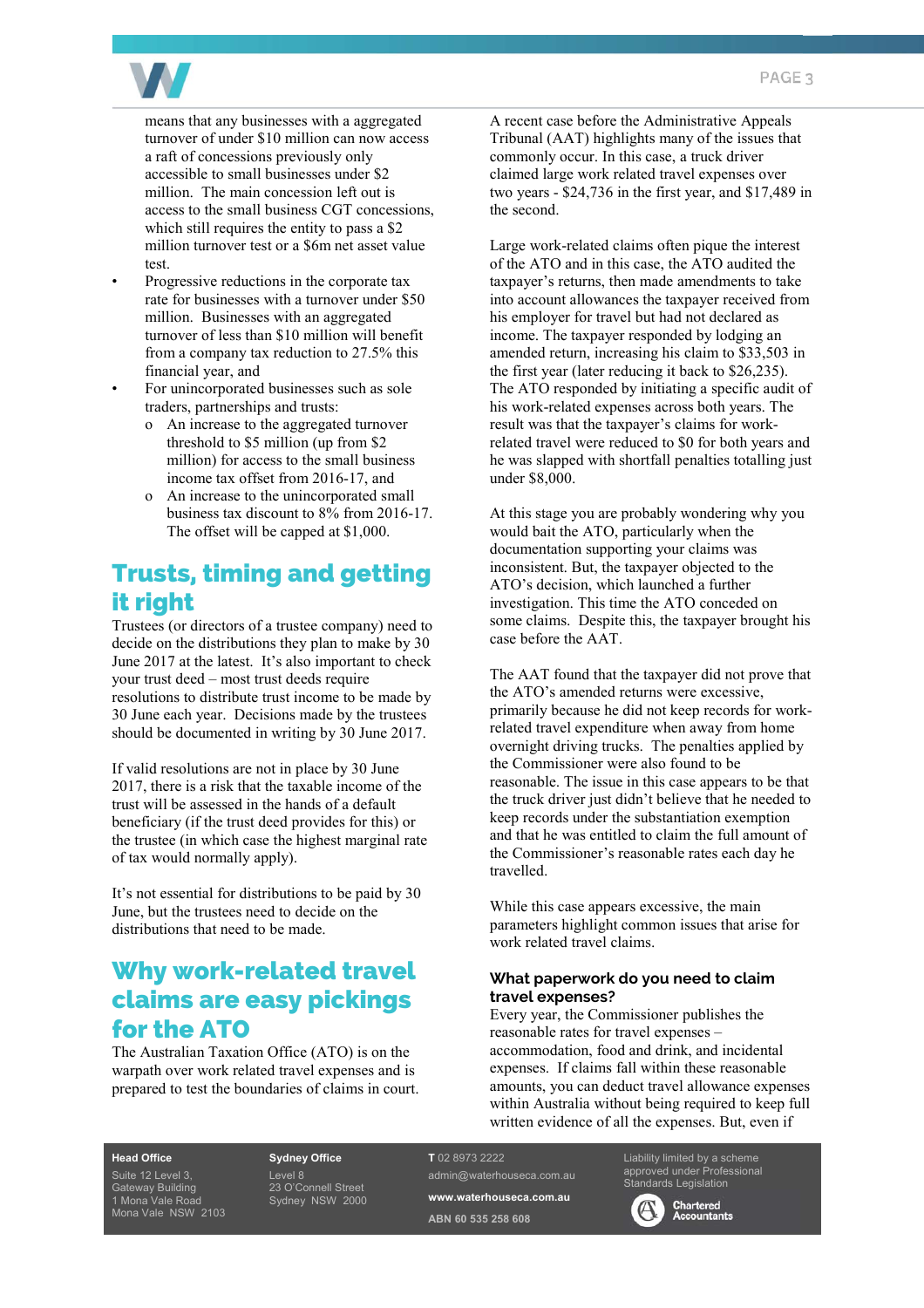means that any businesses with a aggregated turnover of under $10 million can now access a raft of concessions previously only accessible to small businesses under $2 million. The main concession left out is access to the small business CGT concessions, which still requires the entity to pass a $2 million turnover test or a $6m net asset value test.

- Progressive reductions in the corporate tax rate for businesses with a turnover under $50 million. Businesses with an aggregated turnover of less than $10 million will benefit from a company tax reduction to 27.5% this financial year, and
- For unincorporated businesses such as sole traders, partnerships and trusts:
  - An increase to the aggregated turnover threshold to $5 million (up from $2 million) for access to the small business income tax offset from 2016-17, and
  - An increase to the unincorporated small business tax discount to 8% from 2016-17. The offset will be capped at $1,000.

## Trusts, timing and getting it right

Trustees (or directors of a trustee company) need to decide on the distributions they plan to make by 30 June 2017 at the latest. It's also important to check your trust deed – most trust deeds require resolutions to distribute trust income to be made by 30 June each year. Decisions made by the trustees should be documented in writing by 30 June 2017.

If valid resolutions are not in place by 30 June 2017, there is a risk that the taxable income of the trust will be assessed in the hands of a default beneficiary (if the trust deed provides for this) or the trustee (in which case the highest marginal rate of tax would normally apply).

It's not essential for distributions to be paid by 30 June, but the trustees need to decide on the distributions that need to be made.

## Why work-related travel claims are easy pickings for the ATO

The Australian Taxation Office (ATO) is on the warpath over work related travel expenses and is prepared to test the boundaries of claims in court.

A recent case before the Administrative Appeals Tribunal (AAT) highlights many of the issues that commonly occur. In this case, a truck driver claimed large work related travel expenses over two years - $24,736 in the first year, and $17,489 in the second.

Large work-related claims often pique the interest of the ATO and in this case, the ATO audited the taxpayer's returns, then made amendments to take into account allowances the taxpayer received from his employer for travel but had not declared as income. The taxpayer responded by lodging an amended return, increasing his claim to $33,503 in the first year (later reducing it back to $26,235). The ATO responded by initiating a specific audit of his work-related expenses across both years. The result was that the taxpayer's claims for work-related travel were reduced to $0 for both years and he was slapped with shortfall penalties totalling just under $8,000.

At this stage you are probably wondering why you would bait the ATO, particularly when the documentation supporting your claims was inconsistent. But, the taxpayer objected to the ATO's decision, which launched a further investigation. This time the ATO conceded on some claims. Despite this, the taxpayer brought his case before the AAT.

The AAT found that the taxpayer did not prove that the ATO's amended returns were excessive, primarily because he did not keep records for work-related travel expenditure when away from home overnight driving trucks. The penalties applied by the Commissioner were also found to be reasonable. The issue in this case appears to be that the truck driver just didn't believe that he needed to keep records under the substantiation exemption and that he was entitled to claim the full amount of the Commissioner's reasonable rates each day he travelled.

While this case appears excessive, the main parameters highlight common issues that arise for work related travel claims.

### What paperwork do you need to claim travel expenses?

Every year, the Commissioner publishes the reasonable rates for travel expenses – accommodation, food and drink, and incidental expenses. If claims fall within these reasonable amounts, you can deduct travel allowance expenses within Australia without being required to keep full written evidence of all the expenses. But, even if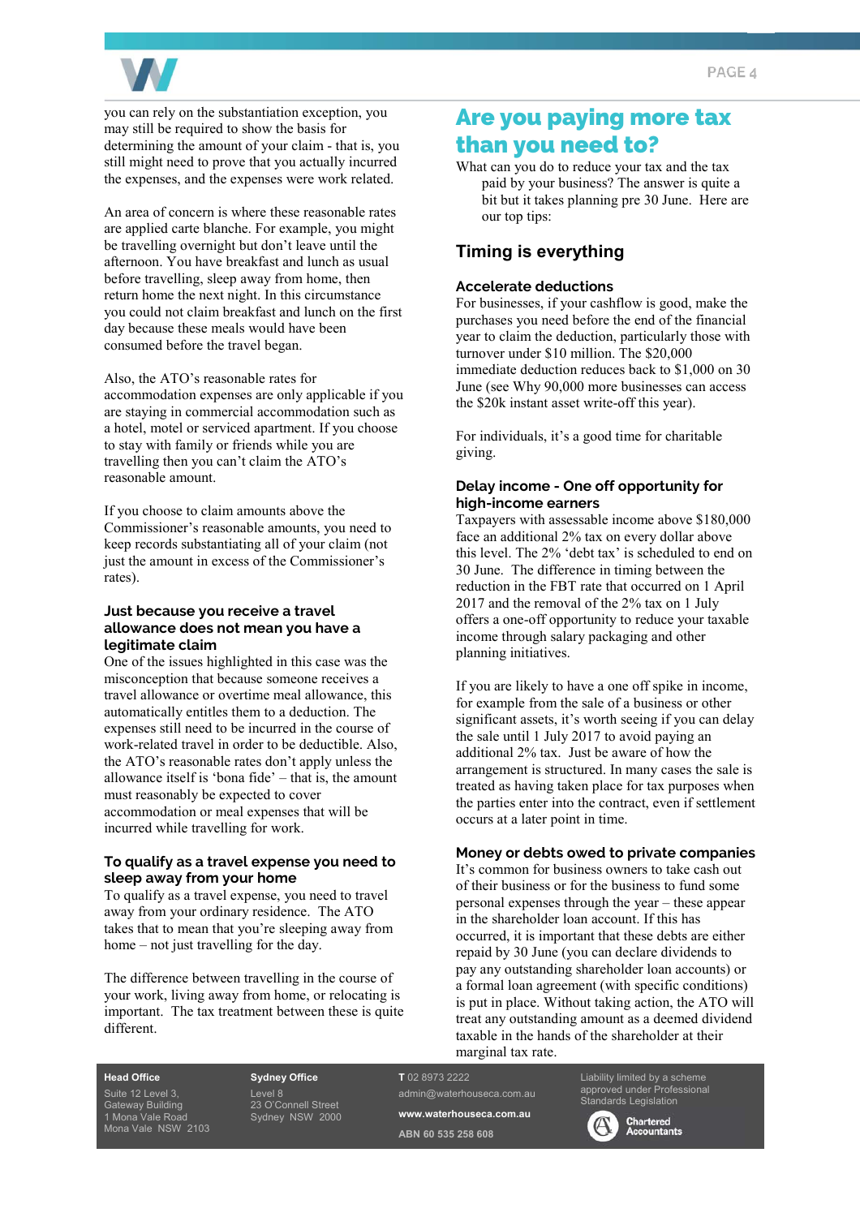you can rely on the substantiation exception, you may still be required to show the basis for determining the amount of your claim - that is, you still might need to prove that you actually incurred the expenses, and the expenses were work related.

An area of concern is where these reasonable rates are applied carte blanche. For example, you might be travelling overnight but don't leave until the afternoon. You have breakfast and lunch as usual before travelling, sleep away from home, then return home the next night. In this circumstance you could not claim breakfast and lunch on the first day because these meals would have been consumed before the travel began.

Also, the ATO's reasonable rates for accommodation expenses are only applicable if you are staying in commercial accommodation such as a hotel, motel or serviced apartment. If you choose to stay with family or friends while you are travelling then you can't claim the ATO's reasonable amount.

If you choose to claim amounts above the Commissioner's reasonable amounts, you need to keep records substantiating all of your claim (not just the amount in excess of the Commissioner's rates).

### Just because you receive a travel allowance does not mean you have a legitimate claim

One of the issues highlighted in this case was the misconception that because someone receives a travel allowance or overtime meal allowance, this automatically entitles them to a deduction. The expenses still need to be incurred in the course of work-related travel in order to be deductible. Also, the ATO's reasonable rates don't apply unless the allowance itself is 'bona fide' – that is, the amount must reasonably be expected to cover accommodation or meal expenses that will be incurred while travelling for work.

### To qualify as a travel expense you need to sleep away from your home

To qualify as a travel expense, you need to travel away from your ordinary residence. The ATO takes that to mean that you're sleeping away from home – not just travelling for the day.

The difference between travelling in the course of your work, living away from home, or relocating is important. The tax treatment between these is quite different.

# Are you paying more tax than you need to?

What can you do to reduce your tax and the tax paid by your business? The answer is quite a bit but it takes planning pre 30 June. Here are our top tips:

## Timing is everything

### Accelerate deductions

For businesses, if your cashflow is good, make the purchases you need before the end of the financial year to claim the deduction, particularly those with turnover under $10 million. The $20,000 immediate deduction reduces back to $1,000 on 30 June (see Why 90,000 more businesses can access the $20k instant asset write-off this year).

For individuals, it's a good time for charitable giving.

### Delay income - One off opportunity for high-income earners

Taxpayers with assessable income above $180,000 face an additional 2% tax on every dollar above this level. The 2% 'debt tax' is scheduled to end on 30 June. The difference in timing between the reduction in the FBT rate that occurred on 1 April 2017 and the removal of the 2% tax on 1 July offers a one-off opportunity to reduce your taxable income through salary packaging and other planning initiatives.

If you are likely to have a one off spike in income, for example from the sale of a business or other significant assets, it's worth seeing if you can delay the sale until 1 July 2017 to avoid paying an additional 2% tax. Just be aware of how the arrangement is structured. In many cases the sale is treated as having taken place for tax purposes when the parties enter into the contract, even if settlement occurs at a later point in time.

### Money or debts owed to private companies

It's common for business owners to take cash out of their business or for the business to fund some personal expenses through the year – these appear in the shareholder loan account. If this has occurred, it is important that these debts are either repaid by 30 June (you can declare dividends to pay any outstanding shareholder loan accounts) or a formal loan agreement (with specific conditions) is put in place. Without taking action, the ATO will treat any outstanding amount as a deemed dividend taxable in the hands of the shareholder at their marginal tax rate.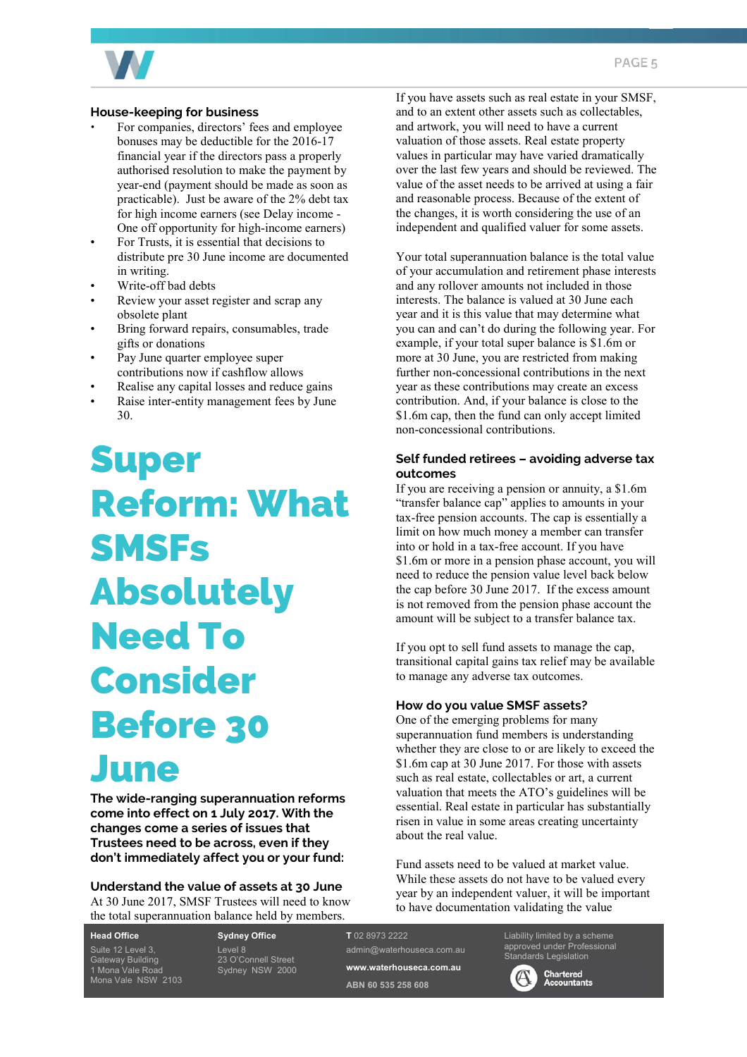## House-keeping for business

- For companies, directors' fees and employee bonuses may be deductible for the 2016-17 financial year if the directors pass a properly authorised resolution to make the payment by year-end (payment should be made as soon as practicable). Just be aware of the 2% debt tax for high income earners (see Delay income - One off opportunity for high-income earners)
- For Trusts, it is essential that decisions to distribute pre 30 June income are documented in writing.
- Write-off bad debts
- Review your asset register and scrap any obsolete plant
- Bring forward repairs, consumables, trade gifts or donations
- Pay June quarter employee super contributions now if cashflow allows
- Realise any capital losses and reduce gains
- Raise inter-entity management fees by June 30.

# Super Reform: What SMSFs Absolutely Need To Consider Before 30 June

**The wide-ranging superannuation reforms come into effect on 1 July 2017. With the changes come a series of issues that Trustees need to be across, even if they don't immediately affect you or your fund:**

### Understand the value of assets at 30 June

At 30 June 2017, SMSF Trustees will need to know the total superannuation balance held by members. If you have assets such as real estate in your SMSF, and to an extent other assets such as collectables, and artwork, you will need to have a current valuation of those assets. Real estate property values in particular may have varied dramatically over the last few years and should be reviewed. The value of the asset needs to be arrived at using a fair and reasonable process. Because of the extent of the changes, it is worth considering the use of an independent and qualified valuer for some assets.

Your total superannuation balance is the total value of your accumulation and retirement phase interests and any rollover amounts not included in those interests. The balance is valued at 30 June each year and it is this value that may determine what you can and can't do during the following year. For example, if your total super balance is $1.6m or more at 30 June, you are restricted from making further non-concessional contributions in the next year as these contributions may create an excess contribution. And, if your balance is close to the $1.6m cap, then the fund can only accept limited non-concessional contributions.

### Self funded retirees – avoiding adverse tax outcomes

If you are receiving a pension or annuity, a $1.6m "transfer balance cap" applies to amounts in your tax-free pension accounts. The cap is essentially a limit on how much money a member can transfer into or hold in a tax-free account. If you have $1.6m or more in a pension phase account, you will need to reduce the pension value level back below the cap before 30 June 2017. If the excess amount is not removed from the pension phase account the amount will be subject to a transfer balance tax.

If you opt to sell fund assets to manage the cap, transitional capital gains tax relief may be available to manage any adverse tax outcomes.

### How do you value SMSF assets?

One of the emerging problems for many superannuation fund members is understanding whether they are close to or are likely to exceed the $1.6m cap at 30 June 2017. For those with assets such as real estate, collectables or art, a current valuation that meets the ATO's guidelines will be essential. Real estate in particular has substantially risen in value in some areas creating uncertainty about the real value.

Fund assets need to be valued at market value. While these assets do not have to be valued every year by an independent valuer, it will be important to have documentation validating the value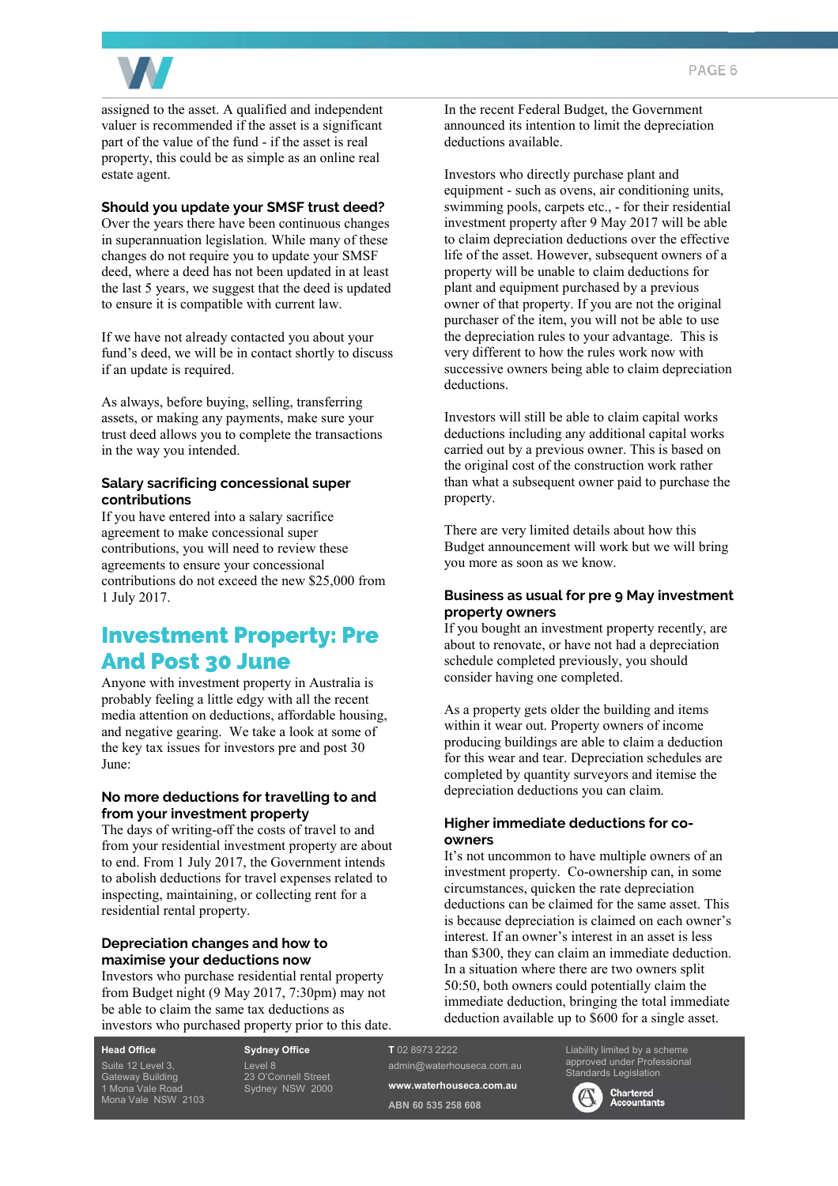assigned to the asset. A qualified and independent valuer is recommended if the asset is a significant part of the value of the fund - if the asset is real property, this could be as simple as an online real estate agent.

### Should you update your SMSF trust deed?

Over the years there have been continuous changes in superannuation legislation. While many of these changes do not require you to update your SMSF deed, where a deed has not been updated in at least the last 5 years, we suggest that the deed is updated to ensure it is compatible with current law.

If we have not already contacted you about your fund's deed, we will be in contact shortly to discuss if an update is required.

As always, before buying, selling, transferring assets, or making any payments, make sure your trust deed allows you to complete the transactions in the way you intended.

### Salary sacrificing concessional super contributions

If you have entered into a salary sacrifice agreement to make concessional super contributions, you will need to review these agreements to ensure your concessional contributions do not exceed the new $25,000 from 1 July 2017.

## Investment Property: Pre And Post 30 June

Anyone with investment property in Australia is probably feeling a little edgy with all the recent media attention on deductions, affordable housing, and negative gearing. We take a look at some of the key tax issues for investors pre and post 30 June:

### No more deductions for travelling to and from your investment property

The days of writing-off the costs of travel to and from your residential investment property are about to end. From 1 July 2017, the Government intends to abolish deductions for travel expenses related to inspecting, maintaining, or collecting rent for a residential rental property.

### Depreciation changes and how to maximise your deductions now

Investors who purchase residential rental property from Budget night (9 May 2017, 7:30pm) may not be able to claim the same tax deductions as investors who purchased property prior to this date.

In the recent Federal Budget, the Government announced its intention to limit the depreciation deductions available.

Investors who directly purchase plant and equipment - such as ovens, air conditioning units, swimming pools, carpets etc., - for their residential investment property after 9 May 2017 will be able to claim depreciation deductions over the effective life of the asset. However, subsequent owners of a property will be unable to claim deductions for plant and equipment purchased by a previous owner of that property. If you are not the original purchaser of the item, you will not be able to use the depreciation rules to your advantage. This is very different to how the rules work now with successive owners being able to claim depreciation deductions.

Investors will still be able to claim capital works deductions including any additional capital works carried out by a previous owner. This is based on the original cost of the construction work rather than what a subsequent owner paid to purchase the property.

There are very limited details about how this Budget announcement will work but we will bring you more as soon as we know.

### Business as usual for pre 9 May investment property owners

If you bought an investment property recently, are about to renovate, or have not had a depreciation schedule completed previously, you should consider having one completed.

As a property gets older the building and items within it wear out. Property owners of income producing buildings are able to claim a deduction for this wear and tear. Depreciation schedules are completed by quantity surveyors and itemise the depreciation deductions you can claim.

### Higher immediate deductions for co-owners

It's not uncommon to have multiple owners of an investment property. Co-ownership can, in some circumstances, quicken the rate depreciation deductions can be claimed for the same asset. This is because depreciation is claimed on each owner's interest. If an owner's interest in an asset is less than $300, they can claim an immediate deduction. In a situation where there are two owners split 50:50, both owners could potentially claim the immediate deduction, bringing the total immediate deduction available up to $600 for a single asset.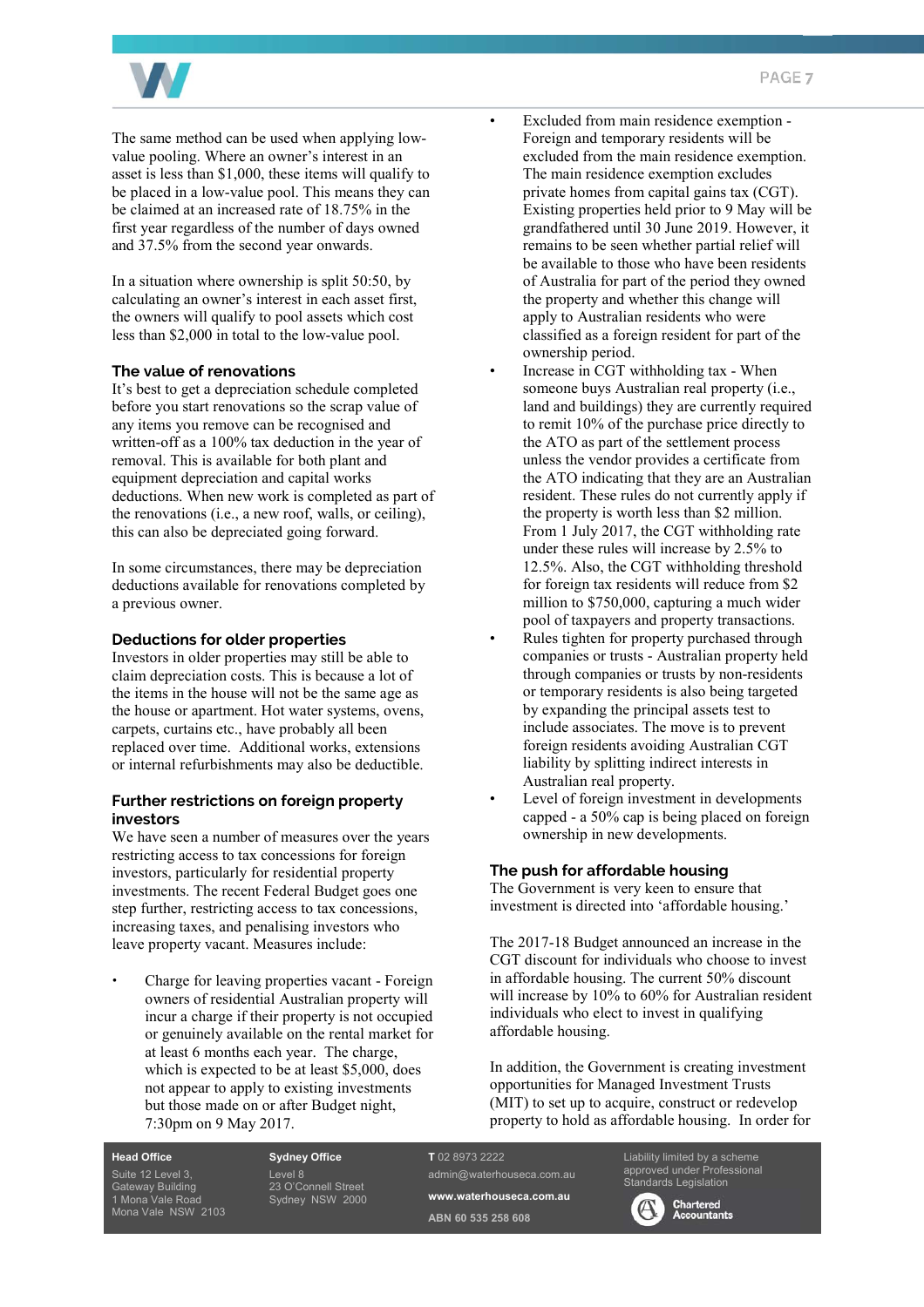The same method can be used when applying low-value pooling. Where an owner's interest in an asset is less than $1,000, these items will qualify to be placed in a low-value pool. This means they can be claimed at an increased rate of 18.75% in the first year regardless of the number of days owned and 37.5% from the second year onwards.

In a situation where ownership is split 50:50, by calculating an owner's interest in each asset first, the owners will qualify to pool assets which cost less than $2,000 in total to the low-value pool.

### The value of renovations

It's best to get a depreciation schedule completed before you start renovations so the scrap value of any items you remove can be recognised and written-off as a 100% tax deduction in the year of removal. This is available for both plant and equipment depreciation and capital works deductions. When new work is completed as part of the renovations (i.e., a new roof, walls, or ceiling), this can also be depreciated going forward.

In some circumstances, there may be depreciation deductions available for renovations completed by a previous owner.

### Deductions for older properties

Investors in older properties may still be able to claim depreciation costs. This is because a lot of the items in the house will not be the same age as the house or apartment. Hot water systems, ovens, carpets, curtains etc., have probably all been replaced over time. Additional works, extensions or internal refurbishments may also be deductible.

### Further restrictions on foreign property investors

We have seen a number of measures over the years restricting access to tax concessions for foreign investors, particularly for residential property investments. The recent Federal Budget goes one step further, restricting access to tax concessions, increasing taxes, and penalising investors who leave property vacant. Measures include:

- Charge for leaving properties vacant - Foreign owners of residential Australian property will incur a charge if their property is not occupied or genuinely available on the rental market for at least 6 months each year. The charge, which is expected to be at least $5,000, does not appear to apply to existing investments but those made on or after Budget night, 7:30pm on 9 May 2017.
- Excluded from main residence exemption - Foreign and temporary residents will be excluded from the main residence exemption. The main residence exemption excludes private homes from capital gains tax (CGT). Existing properties held prior to 9 May will be grandfathered until 30 June 2019. However, it remains to be seen whether partial relief will be available to those who have been residents of Australia for part of the period they owned the property and whether this change will apply to Australian residents who were classified as a foreign resident for part of the ownership period.
- Increase in CGT withholding tax - When someone buys Australian real property (i.e., land and buildings) they are currently required to remit 10% of the purchase price directly to the ATO as part of the settlement process unless the vendor provides a certificate from the ATO indicating that they are an Australian resident. These rules do not currently apply if the property is worth less than $2 million. From 1 July 2017, the CGT withholding rate under these rules will increase by 2.5% to 12.5%. Also, the CGT withholding threshold for foreign tax residents will reduce from $2 million to $750,000, capturing a much wider pool of taxpayers and property transactions.
- Rules tighten for property purchased through companies or trusts - Australian property held through companies or trusts by non-residents or temporary residents is also being targeted by expanding the principal assets test to include associates. The move is to prevent foreign residents avoiding Australian CGT liability by splitting indirect interests in Australian real property.
- Level of foreign investment in developments capped - a 50% cap is being placed on foreign ownership in new developments.

### The push for affordable housing

The Government is very keen to ensure that investment is directed into 'affordable housing.'

The 2017-18 Budget announced an increase in the CGT discount for individuals who choose to invest in affordable housing. The current 50% discount will increase by 10% to 60% for Australian resident individuals who elect to invest in qualifying affordable housing.

In addition, the Government is creating investment opportunities for Managed Investment Trusts (MIT) to set up to acquire, construct or redevelop property to hold as affordable housing. In order for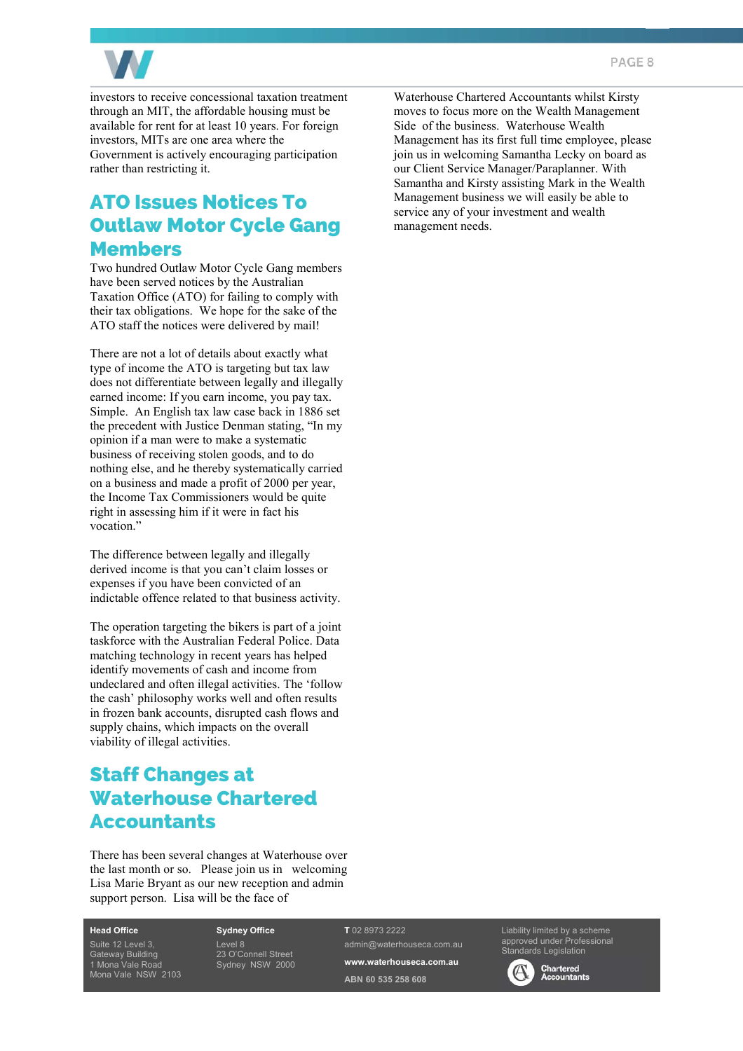investors to receive concessional taxation treatment through an MIT, the affordable housing must be available for rent for at least 10 years. For foreign investors, MITs are one area where the Government is actively encouraging participation rather than restricting it.

## ATO Issues Notices To Outlaw Motor Cycle Gang Members

Two hundred Outlaw Motor Cycle Gang members have been served notices by the Australian Taxation Office (ATO) for failing to comply with their tax obligations. We hope for the sake of the ATO staff the notices were delivered by mail!

There are not a lot of details about exactly what type of income the ATO is targeting but tax law does not differentiate between legally and illegally earned income: If you earn income, you pay tax. Simple. An English tax law case back in 1886 set the precedent with Justice Denman stating, "In my opinion if a man were to make a systematic business of receiving stolen goods, and to do nothing else, and he thereby systematically carried on a business and made a profit of 2000 per year, the Income Tax Commissioners would be quite right in assessing him if it were in fact his vocation."

The difference between legally and illegally derived income is that you can't claim losses or expenses if you have been convicted of an indictable offence related to that business activity.

The operation targeting the bikers is part of a joint taskforce with the Australian Federal Police. Data matching technology in recent years has helped identify movements of cash and income from undeclared and often illegal activities. The 'follow the cash' philosophy works well and often results in frozen bank accounts, disrupted cash flows and supply chains, which impacts on the overall viability of illegal activities.

## Staff Changes at Waterhouse Chartered Accountants

There has been several changes at Waterhouse over the last month or so. Please join us in welcoming Lisa Marie Bryant as our new reception and admin support person. Lisa will be the face of Waterhouse Chartered Accountants whilst Kirsty moves to focus more on the Wealth Management Side of the business. Waterhouse Wealth Management has its first full time employee, please join us in welcoming Samantha Lecky on board as our Client Service Manager/Paraplanner. With Samantha and Kirsty assisting Mark in the Wealth Management business we will easily be able to service any of your investment and wealth management needs.

**Head Office**
Suite 12 Level 3,
Gateway Building
1 Mona Vale Road
Mona Vale NSW 2103

**Sydney Office**
Level 8
23 O'Connell Street
Sydney NSW 2000

**T** 02 8973 2222
admin@waterhouseca.com.au
**www.waterhouseca.com.au**
**ABN 60 535 258 608**

Liability limited by a scheme approved under Professional Standards Legislation

Chartered Accountants